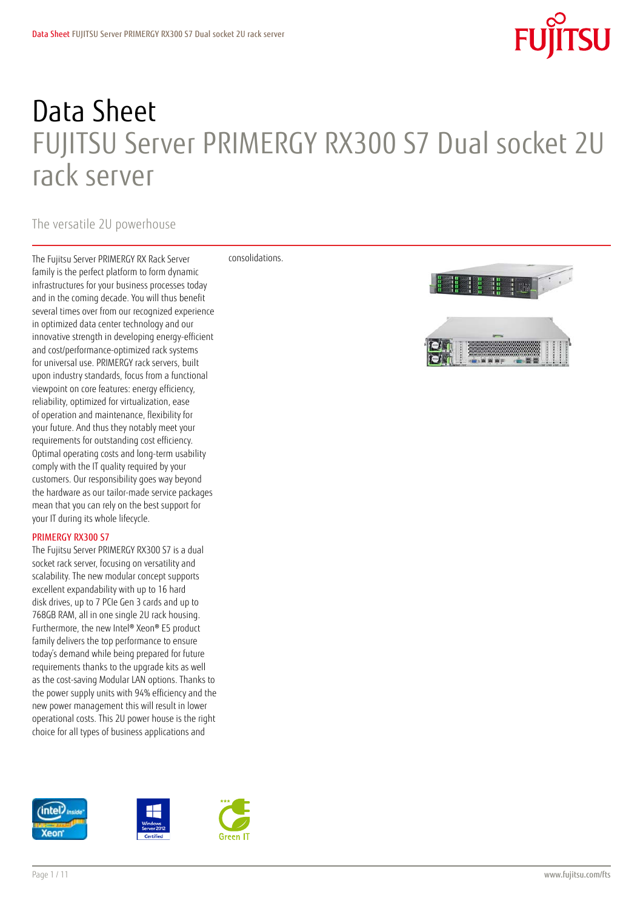# Data Sheet
## FUJITSU Server PRIMERGY RX300 S7 Dual socket 2U rack server

The versatile 2U powerhouse

The Fujitsu Server PRIMERGY RX Rack Server family is the perfect platform to form dynamic infrastructures for your business processes today and in the coming decade. You will thus benefit several times over from our recognized experience in optimized data center technology and our innovative strength in developing energy-efficient and cost/performance-optimized rack systems for universal use. PRIMERGY rack servers, built upon industry standards, focus from a functional viewpoint on core features: energy efficiency, reliability, optimized for virtualization, ease of operation and maintenance, flexibility for your future. And thus they notably meet your requirements for outstanding cost efficiency. Optimal operating costs and long-term usability comply with the IT quality required by your customers. Our responsibility goes way beyond the hardware as our tailor-made service packages mean that you can rely on the best support for your IT during its whole lifecycle.

### PRIMERGY RX300 S7

The Fujitsu Server PRIMERGY RX300 S7 is a dual socket rack server, focusing on versatility and scalability. The new modular concept supports excellent expandability with up to 16 hard disk drives, up to 7 PCIe Gen 3 cards and up to 768GB RAM, all in one single 2U rack housing. Furthermore, the new Intel® Xeon® E5 product family delivers the top performance to ensure today's demand while being prepared for future requirements thanks to the upgrade kits as well as the cost-saving Modular LAN options. Thanks to the power supply units with 94% efficiency and the new power management this will result in lower operational costs. This 2U power house is the right choice for all types of business applications and consolidations.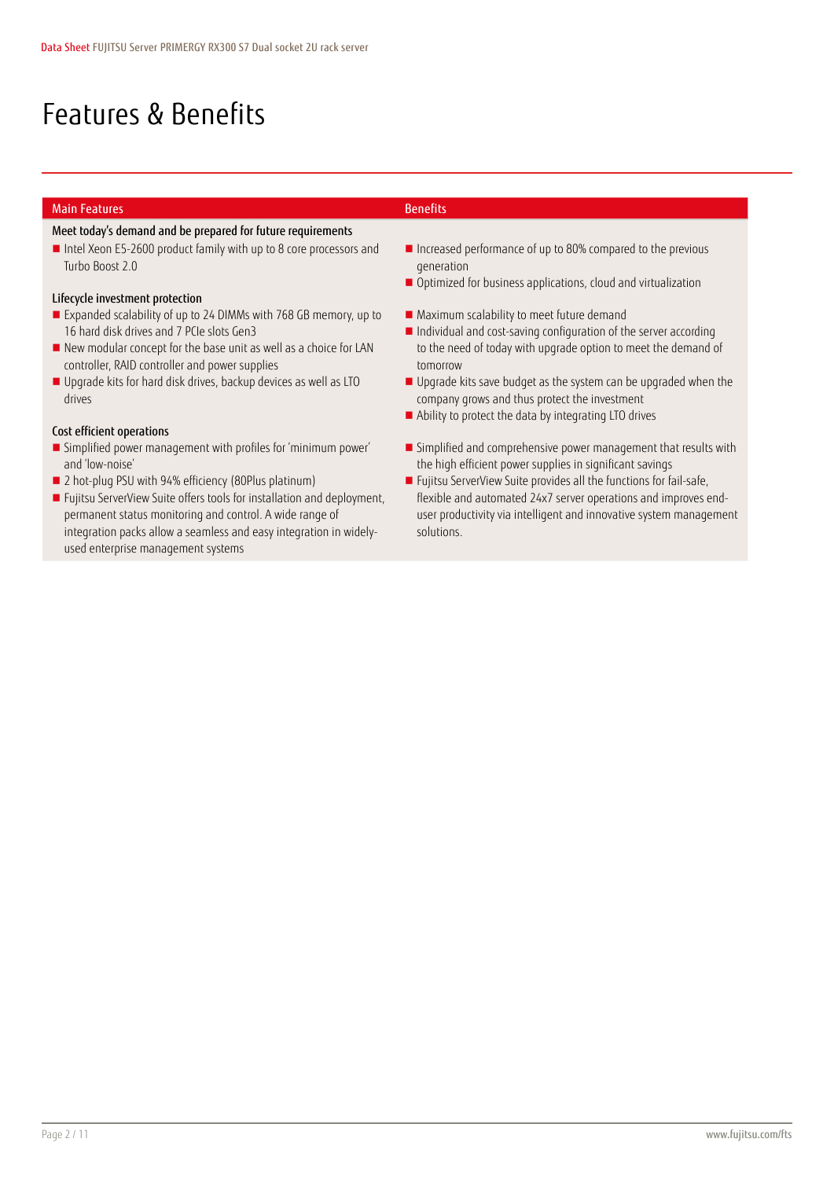# Features & Benefits

| Main Features | Benefits |
|---|---|
| **Meet today's demand and be prepared for future requirements** | |
| ■ Intel Xeon E5-2600 product family with up to 8 core processors and Turbo Boost 2.0 | ■ Increased performance of up to 80% compared to the previous generation<br>■ Optimized for business applications, cloud and virtualization |
| **Lifecycle investment protection** | |
| ■ Expanded scalability of up to 24 DIMMs with 768 GB memory, up to 16 hard disk drives and 7 PCIe slots Gen3 | ■ Maximum scalability to meet future demand |
| ■ New modular concept for the base unit as well as a choice for LAN controller, RAID controller and power supplies | ■ Individual and cost-saving configuration of the server according to the need of today with upgrade option to meet the demand of tomorrow |
| ■ Upgrade kits for hard disk drives, backup devices as well as LTO drives | ■ Upgrade kits save budget as the system can be upgraded when the company grows and thus protect the investment<br>■ Ability to protect the data by integrating LTO drives |
| **Cost efficient operations** | |
| ■ Simplified power management with profiles for 'minimum power' and 'low-noise'<br>■ 2 hot-plug PSU with 94% efficiency (80Plus platinum) | ■ Simplified and comprehensive power management that results with the high efficient power supplies in significant savings |
| ■ Fujitsu ServerView Suite offers tools for installation and deployment, permanent status monitoring and control. A wide range of integration packs allow a seamless and easy integration in widely-used enterprise management systems | ■ Fujitsu ServerView Suite provides all the functions for fail-safe, flexible and automated 24x7 server operations and improves end-user productivity via intelligent and innovative system management solutions. |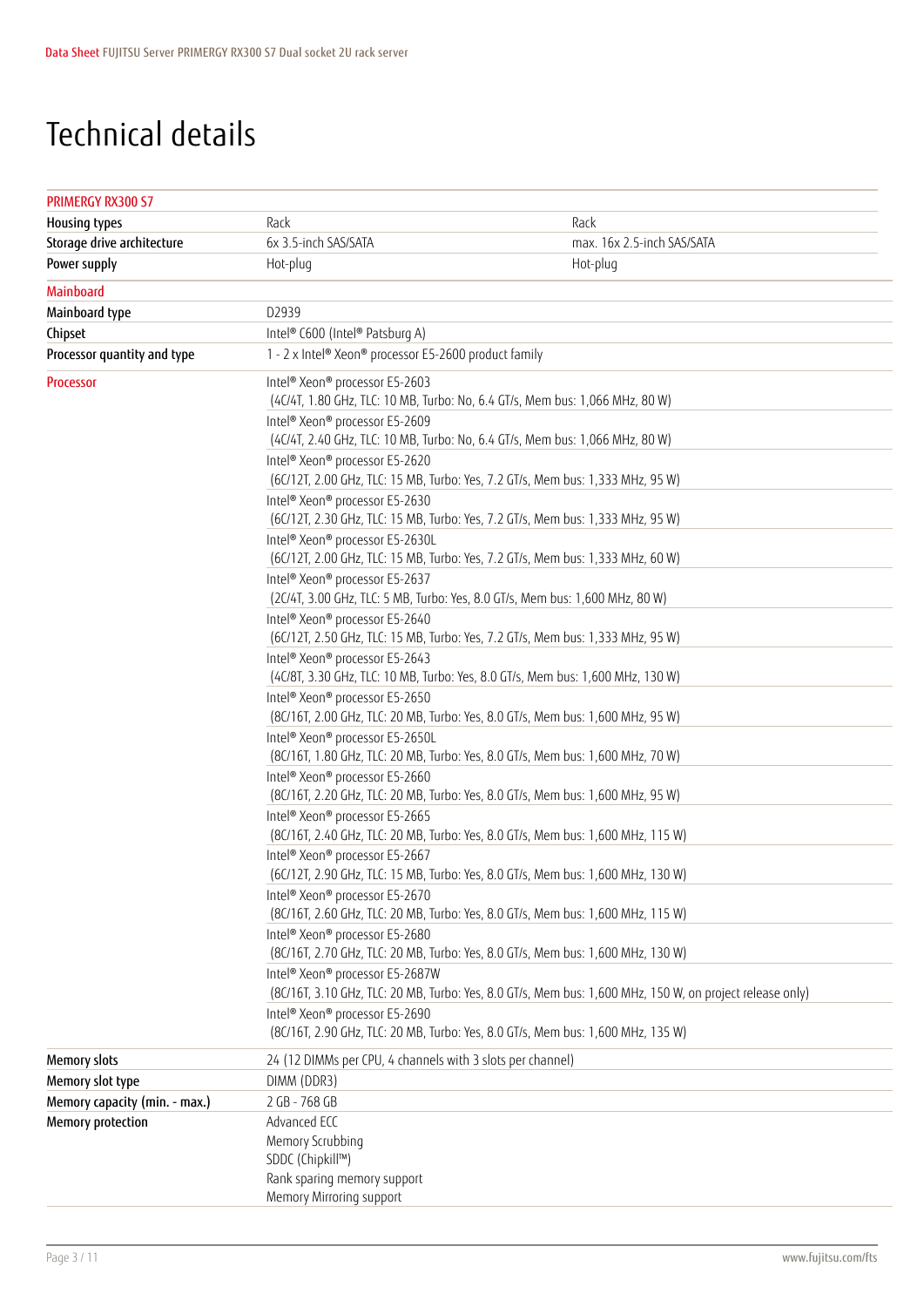# Technical details

| PRIMERGY RX300 S7 | | |
|---|---|---|
| Housing types | Rack | Rack |
| Storage drive architecture | 6x 3.5-inch SAS/SATA | max. 16x 2.5-inch SAS/SATA |
| Power supply | Hot-plug | Hot-plug |
| **Mainboard** | | |
| Mainboard type | D2939 | |
| Chipset | Intel® C600 (Intel® Patsburg A) | |
| Processor quantity and type | 1 - 2 x Intel® Xeon® processor E5-2600 product family | |
| **Processor** | Intel® Xeon® processor E5-2603<br>(4C/4T, 1.80 GHz, TLC: 10 MB, Turbo: No, 6.4 GT/s, Mem bus: 1,066 MHz, 80 W) | |
| | Intel® Xeon® processor E5-2609<br>(4C/4T, 2.40 GHz, TLC: 10 MB, Turbo: No, 6.4 GT/s, Mem bus: 1,066 MHz, 80 W) | |
| | Intel® Xeon® processor E5-2620<br>(6C/12T, 2.00 GHz, TLC: 15 MB, Turbo: Yes, 7.2 GT/s, Mem bus: 1,333 MHz, 95 W) | |
| | Intel® Xeon® processor E5-2630<br>(6C/12T, 2.30 GHz, TLC: 15 MB, Turbo: Yes, 7.2 GT/s, Mem bus: 1,333 MHz, 95 W) | |
| | Intel® Xeon® processor E5-2630L<br>(6C/12T, 2.00 GHz, TLC: 15 MB, Turbo: Yes, 7.2 GT/s, Mem bus: 1,333 MHz, 60 W) | |
| | Intel® Xeon® processor E5-2637<br>(2C/4T, 3.00 GHz, TLC: 5 MB, Turbo: Yes, 8.0 GT/s, Mem bus: 1,600 MHz, 80 W) | |
| | Intel® Xeon® processor E5-2640<br>(6C/12T, 2.50 GHz, TLC: 15 MB, Turbo: Yes, 7.2 GT/s, Mem bus: 1,333 MHz, 95 W) | |
| | Intel® Xeon® processor E5-2643<br>(4C/8T, 3.30 GHz, TLC: 10 MB, Turbo: Yes, 8.0 GT/s, Mem bus: 1,600 MHz, 130 W) | |
| | Intel® Xeon® processor E5-2650<br>(8C/16T, 2.00 GHz, TLC: 20 MB, Turbo: Yes, 8.0 GT/s, Mem bus: 1,600 MHz, 95 W) | |
| | Intel® Xeon® processor E5-2650L<br>(8C/16T, 1.80 GHz, TLC: 20 MB, Turbo: Yes, 8.0 GT/s, Mem bus: 1,600 MHz, 70 W) | |
| | Intel® Xeon® processor E5-2660<br>(8C/16T, 2.20 GHz, TLC: 20 MB, Turbo: Yes, 8.0 GT/s, Mem bus: 1,600 MHz, 95 W) | |
| | Intel® Xeon® processor E5-2665<br>(8C/16T, 2.40 GHz, TLC: 20 MB, Turbo: Yes, 8.0 GT/s, Mem bus: 1,600 MHz, 115 W) | |
| | Intel® Xeon® processor E5-2667<br>(6C/12T, 2.90 GHz, TLC: 15 MB, Turbo: Yes, 8.0 GT/s, Mem bus: 1,600 MHz, 130 W) | |
| | Intel® Xeon® processor E5-2670<br>(8C/16T, 2.60 GHz, TLC: 20 MB, Turbo: Yes, 8.0 GT/s, Mem bus: 1,600 MHz, 115 W) | |
| | Intel® Xeon® processor E5-2680<br>(8C/16T, 2.70 GHz, TLC: 20 MB, Turbo: Yes, 8.0 GT/s, Mem bus: 1,600 MHz, 130 W) | |
| | Intel® Xeon® processor E5-2687W<br>(8C/16T, 3.10 GHz, TLC: 20 MB, Turbo: Yes, 8.0 GT/s, Mem bus: 1,600 MHz, 150 W, on project release only) | |
| | Intel® Xeon® processor E5-2690<br>(8C/16T, 2.90 GHz, TLC: 20 MB, Turbo: Yes, 8.0 GT/s, Mem bus: 1,600 MHz, 135 W) | |
| Memory slots | 24 (12 DIMMs per CPU, 4 channels with 3 slots per channel) | |
| Memory slot type | DIMM (DDR3) | |
| Memory capacity (min. - max.) | 2 GB - 768 GB | |
| Memory protection | Advanced ECC<br>Memory Scrubbing<br>SDDC (Chipkill™)<br>Rank sparing memory support<br>Memory Mirroring support | |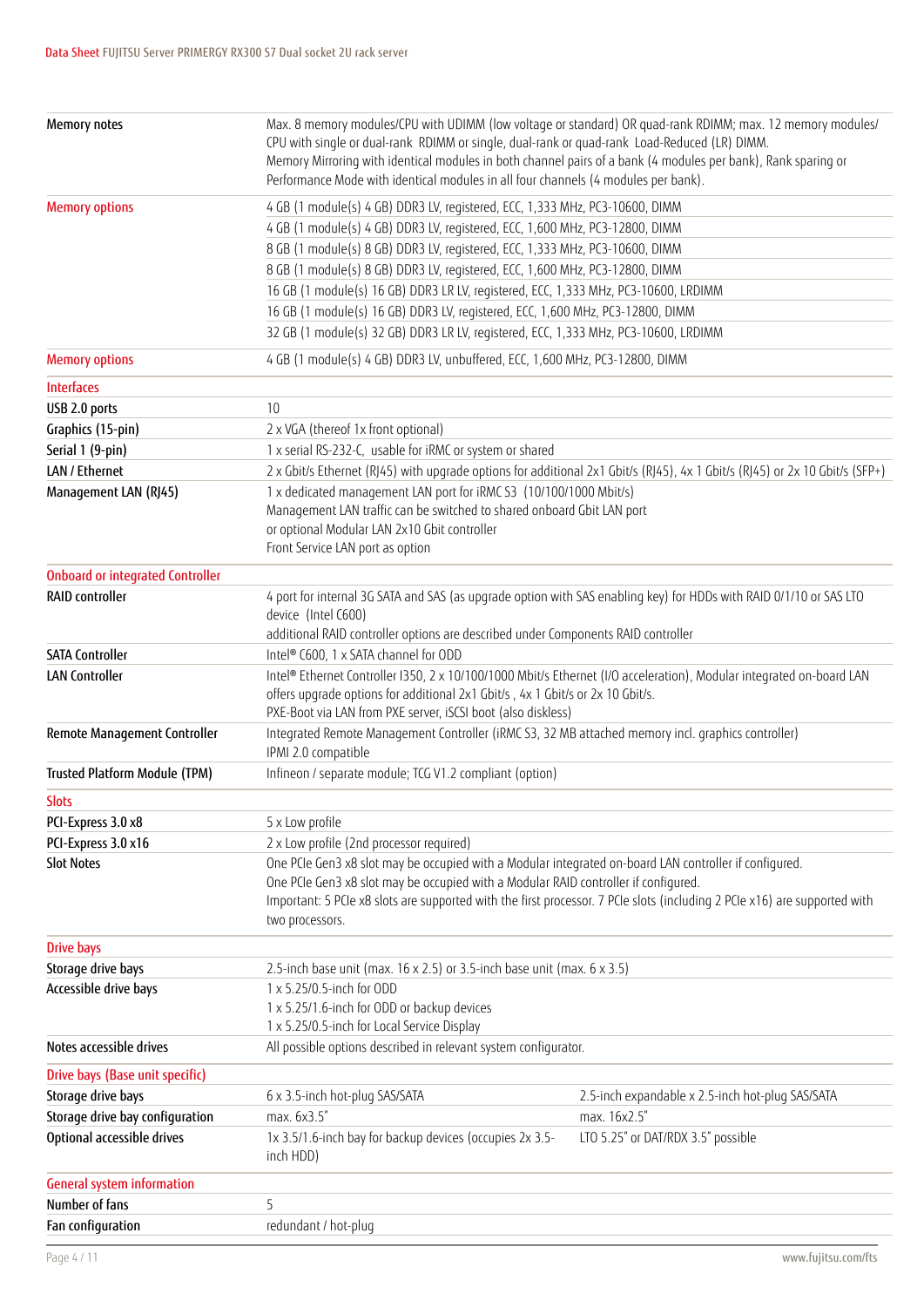| | |
|---|---|
| Memory notes | Max. 8 memory modules/CPU with UDIMM (low voltage or standard) OR quad-rank RDIMM; max. 12 memory modules/ CPU with single or dual-rank RDIMM or single, dual-rank or quad-rank Load-Reduced (LR) DIMM.<br>Memory Mirroring with identical modules in both channel pairs of a bank (4 modules per bank), Rank sparing or Performance Mode with identical modules in all four channels (4 modules per bank). |
| **Memory options** | 4 GB (1 module(s) 4 GB) DDR3 LV, registered, ECC, 1,333 MHz, PC3-10600, DIMM |
| | 4 GB (1 module(s) 4 GB) DDR3 LV, registered, ECC, 1,600 MHz, PC3-12800, DIMM |
| | 8 GB (1 module(s) 8 GB) DDR3 LV, registered, ECC, 1,333 MHz, PC3-10600, DIMM |
| | 8 GB (1 module(s) 8 GB) DDR3 LV, registered, ECC, 1,600 MHz, PC3-12800, DIMM |
| | 16 GB (1 module(s) 16 GB) DDR3 LR LV, registered, ECC, 1,333 MHz, PC3-10600, LRDIMM |
| | 16 GB (1 module(s) 16 GB) DDR3 LV, registered, ECC, 1,600 MHz, PC3-12800, DIMM |
| | 32 GB (1 module(s) 32 GB) DDR3 LR LV, registered, ECC, 1,333 MHz, PC3-10600, LRDIMM |
| **Memory options** | 4 GB (1 module(s) 4 GB) DDR3 LV, unbuffered, ECC, 1,600 MHz, PC3-12800, DIMM |
| **Interfaces** | |
| USB 2.0 ports | 10 |
| Graphics (15-pin) | 2 x VGA (thereof 1x front optional) |
| Serial 1 (9-pin) | 1 x serial RS-232-C, usable for iRMC or system or shared |
| LAN / Ethernet | 2 x Gbit/s Ethernet (RJ45) with upgrade options for additional 2x1 Gbit/s (RJ45), 4x 1 Gbit/s (RJ45) or 2x 10 Gbit/s (SFP+) |
| Management LAN (RJ45) | 1 x dedicated management LAN port for iRMC S3 (10/100/1000 Mbit/s)<br>Management LAN traffic can be switched to shared onboard Gbit LAN port<br>or optional Modular LAN 2x10 Gbit controller<br>Front Service LAN port as option |
| **Onboard or integrated Controller** | |
| RAID controller | 4 port for internal 3G SATA and SAS (as upgrade option with SAS enabling key) for HDDs with RAID 0/1/10 or SAS LTO device (Intel C600)<br>additional RAID controller options are described under Components RAID controller |
| SATA Controller | Intel® C600, 1 x SATA channel for ODD |
| LAN Controller | Intel® Ethernet Controller I350, 2 x 10/100/1000 Mbit/s Ethernet (I/O acceleration), Modular integrated on-board LAN offers upgrade options for additional 2x1 Gbit/s , 4x 1 Gbit/s or 2x 10 Gbit/s.<br>PXE-Boot via LAN from PXE server, iSCSI boot (also diskless) |
| Remote Management Controller | Integrated Remote Management Controller (iRMC S3, 32 MB attached memory incl. graphics controller)<br>IPMI 2.0 compatible |
| Trusted Platform Module (TPM) | Infineon / separate module; TCG V1.2 compliant (option) |
| **Slots** | |
| PCI-Express 3.0 x8 | 5 x Low profile |
| PCI-Express 3.0 x16 | 2 x Low profile (2nd processor required) |
| Slot Notes | One PCIe Gen3 x8 slot may be occupied with a Modular integrated on-board LAN controller if configured.<br>One PCIe Gen3 x8 slot may be occupied with a Modular RAID controller if configured.<br>Important: 5 PCIe x8 slots are supported with the first processor. 7 PCIe slots (including 2 PCIe x16) are supported with two processors. |
| **Drive bays** | |
| Storage drive bays | 2.5-inch base unit (max. 16 x 2.5) or 3.5-inch base unit (max. 6 x 3.5) |
| Accessible drive bays | 1 x 5.25/0.5-inch for ODD<br>1 x 5.25/1.6-inch for ODD or backup devices<br>1 x 5.25/0.5-inch for Local Service Display |
| Notes accessible drives | All possible options described in relevant system configurator. |

| **Drive bays (Base unit specific)** | | |
|---|---|---|
| Storage drive bays | 6 x 3.5-inch hot-plug SAS/SATA | 2.5-inch expandable x 2.5-inch hot-plug SAS/SATA |
| Storage drive bay configuration | max. 6x3.5" | max. 16x2.5" |
| Optional accessible drives | 1x 3.5/1.6-inch bay for backup devices (occupies 2x 3.5-inch HDD) | LTO 5.25" or DAT/RDX 3.5" possible |

| **General system information** | |
|---|---|
| Number of fans | 5 |
| Fan configuration | redundant / hot-plug |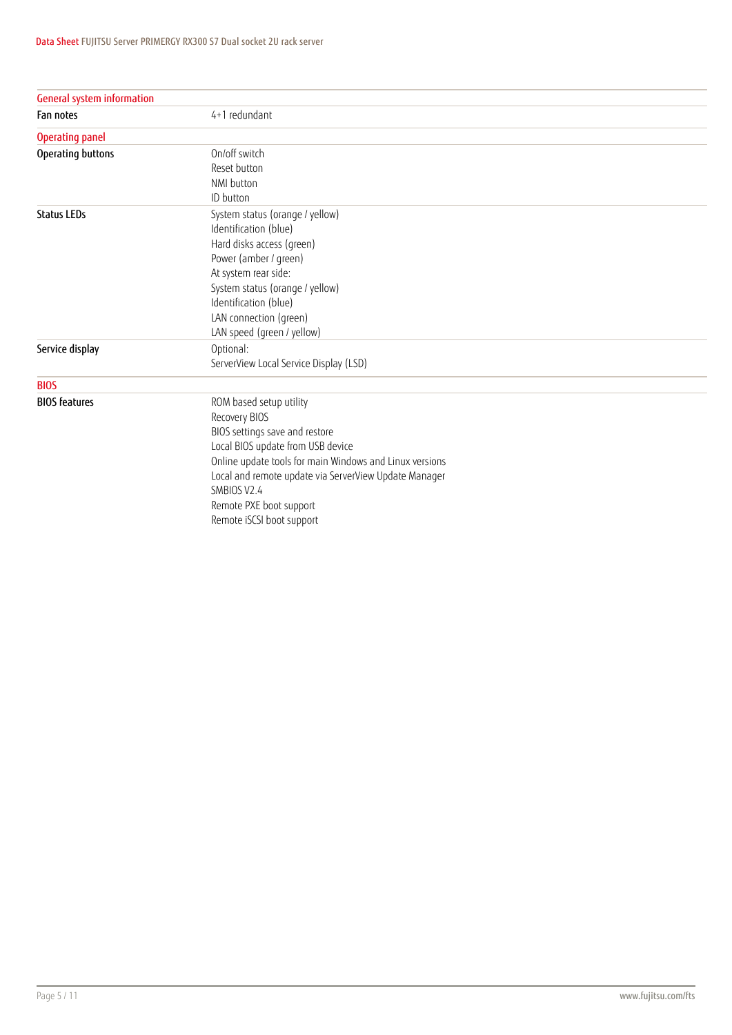## General system information

| | |
|---|---|
| Fan notes | 4+1 redundant |

## Operating panel

| | |
|---|---|
| Operating buttons | On/off switch<br>Reset button<br>NMI button<br>ID button |
| Status LEDs | System status (orange / yellow)<br>Identification (blue)<br>Hard disks access (green)<br>Power (amber / green)<br>At system rear side:<br>System status (orange / yellow)<br>Identification (blue)<br>LAN connection (green)<br>LAN speed (green / yellow) |
| Service display | Optional:<br>ServerView Local Service Display (LSD) |

## BIOS

| | |
|---|---|
| BIOS features | ROM based setup utility<br>Recovery BIOS<br>BIOS settings save and restore<br>Local BIOS update from USB device<br>Online update tools for main Windows and Linux versions<br>Local and remote update via ServerView Update Manager<br>SMBIOS V2.4<br>Remote PXE boot support<br>Remote iSCSI boot support |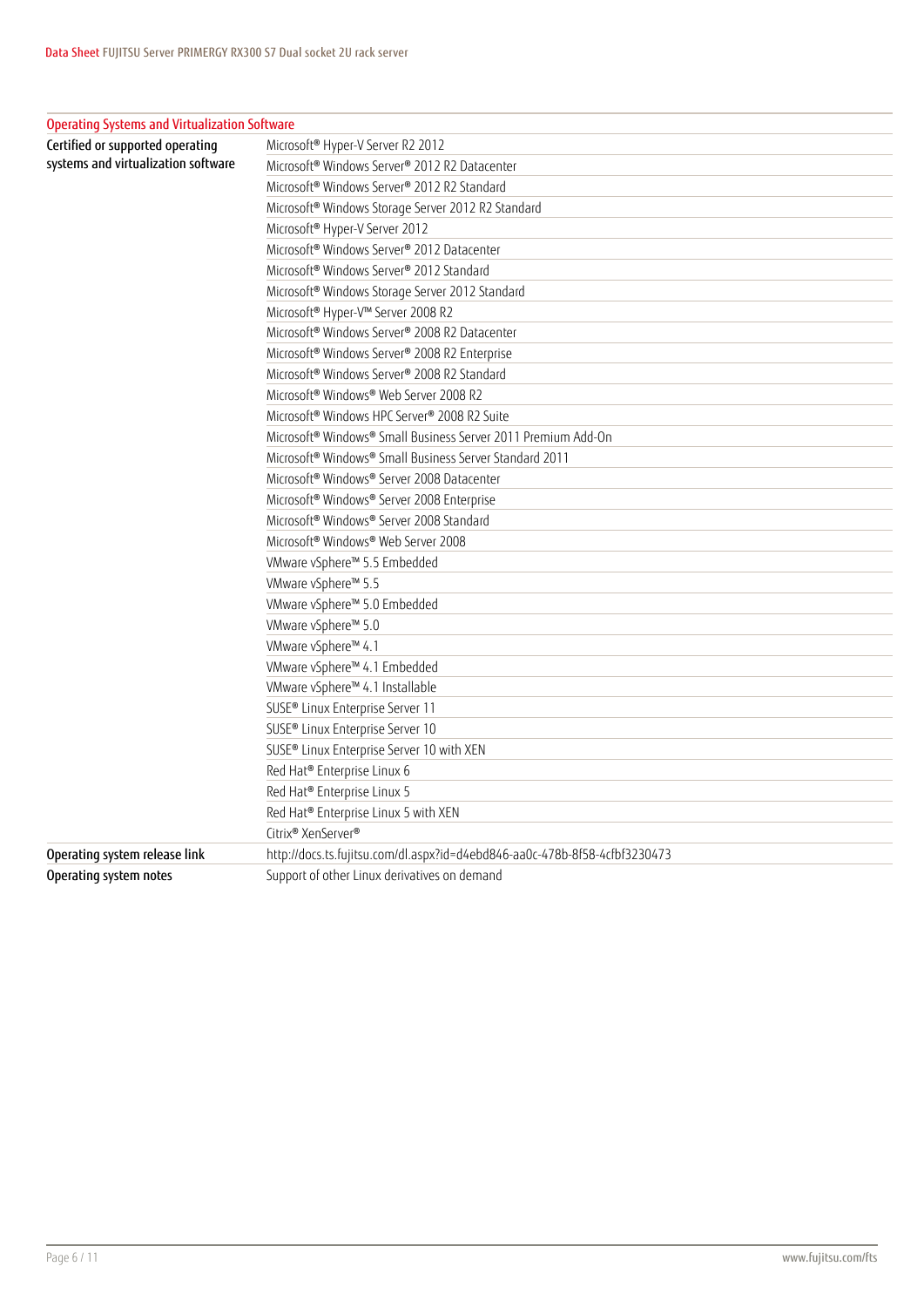## Operating Systems and Virtualization Software

| | |
|---|---|
| Certified or supported operating systems and virtualization software | Microsoft® Hyper-V Server R2 2012 |
| | Microsoft® Windows Server® 2012 R2 Datacenter |
| | Microsoft® Windows Server® 2012 R2 Standard |
| | Microsoft® Windows Storage Server 2012 R2 Standard |
| | Microsoft® Hyper-V Server 2012 |
| | Microsoft® Windows Server® 2012 Datacenter |
| | Microsoft® Windows Server® 2012 Standard |
| | Microsoft® Windows Storage Server 2012 Standard |
| | Microsoft® Hyper-V™ Server 2008 R2 |
| | Microsoft® Windows Server® 2008 R2 Datacenter |
| | Microsoft® Windows Server® 2008 R2 Enterprise |
| | Microsoft® Windows Server® 2008 R2 Standard |
| | Microsoft® Windows® Web Server 2008 R2 |
| | Microsoft® Windows HPC Server® 2008 R2 Suite |
| | Microsoft® Windows® Small Business Server 2011 Premium Add-On |
| | Microsoft® Windows® Small Business Server Standard 2011 |
| | Microsoft® Windows® Server 2008 Datacenter |
| | Microsoft® Windows® Server 2008 Enterprise |
| | Microsoft® Windows® Server 2008 Standard |
| | Microsoft® Windows® Web Server 2008 |
| | VMware vSphere™ 5.5 Embedded |
| | VMware vSphere™ 5.5 |
| | VMware vSphere™ 5.0 Embedded |
| | VMware vSphere™ 5.0 |
| | VMware vSphere™ 4.1 |
| | VMware vSphere™ 4.1 Embedded |
| | VMware vSphere™ 4.1 Installable |
| | SUSE® Linux Enterprise Server 11 |
| | SUSE® Linux Enterprise Server 10 |
| | SUSE® Linux Enterprise Server 10 with XEN |
| | Red Hat® Enterprise Linux 6 |
| | Red Hat® Enterprise Linux 5 |
| | Red Hat® Enterprise Linux 5 with XEN |
| | Citrix® XenServer® |
| Operating system release link | http://docs.ts.fujitsu.com/dl.aspx?id=d4ebd846-aa0c-478b-8f58-4cfbf3230473 |
| Operating system notes | Support of other Linux derivatives on demand |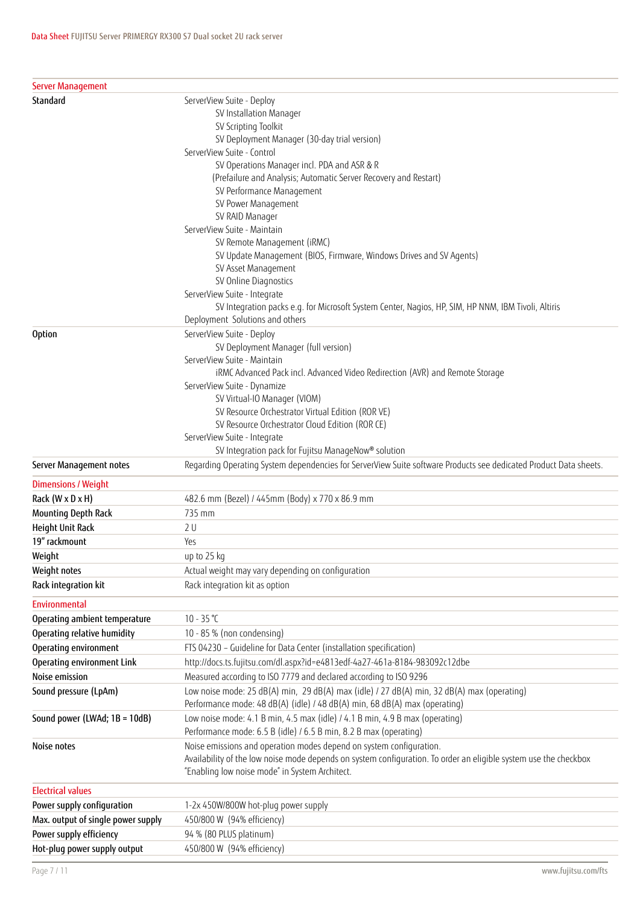## Server Management

| | |
|---|---|
| **Standard** | ServerView Suite - Deploy<br>SV Installation Manager<br>SV Scripting Toolkit<br>SV Deployment Manager (30-day trial version)<br>ServerView Suite - Control<br>SV Operations Manager incl. PDA and ASR & R<br>(Prefailure and Analysis; Automatic Server Recovery and Restart)<br>SV Performance Management<br>SV Power Management<br>SV RAID Manager<br>ServerView Suite - Maintain<br>SV Remote Management (iRMC)<br>SV Update Management (BIOS, Firmware, Windows Drives and SV Agents)<br>SV Asset Management<br>SV Online Diagnostics<br>ServerView Suite - Integrate<br>SV Integration packs e.g. for Microsoft System Center, Nagios, HP, SIM, HP NNM, IBM Tivoli, Altiris Deployment Solutions and others |
| **Option** | ServerView Suite - Deploy<br>SV Deployment Manager (full version)<br>ServerView Suite - Maintain<br>iRMC Advanced Pack incl. Advanced Video Redirection (AVR) and Remote Storage<br>ServerView Suite - Dynamize<br>SV Virtual-IO Manager (VIOM)<br>SV Resource Orchestrator Virtual Edition (ROR VE)<br>SV Resource Orchestrator Cloud Edition (ROR CE)<br>ServerView Suite - Integrate<br>SV Integration pack for Fujitsu ManageNow® solution |
| **Server Management notes** | Regarding Operating System dependencies for ServerView Suite software Products see dedicated Product Data sheets. |

## Dimensions / Weight

| | |
|---|---|
| **Rack (W x D x H)** | 482.6 mm (Bezel) / 445mm (Body) x 770 x 86.9 mm |
| **Mounting Depth Rack** | 735 mm |
| **Height Unit Rack** | 2 U |
| **19" rackmount** | Yes |
| **Weight** | up to 25 kg |
| **Weight notes** | Actual weight may vary depending on configuration |
| **Rack integration kit** | Rack integration kit as option |

## Environmental

| | |
|---|---|
| **Operating ambient temperature** | 10 - 35 °C |
| **Operating relative humidity** | 10 - 85 % (non condensing) |
| **Operating environment** | FTS 04230 – Guideline for Data Center (installation specification) |
| **Operating environment Link** | http://docs.ts.fujitsu.com/dl.aspx?id=e4813edf-4a27-461a-8184-983092c12dbe |
| **Noise emission** | Measured according to ISO 7779 and declared according to ISO 9296 |
| **Sound pressure (LpAm)** | Low noise mode: 25 dB(A) min, 29 dB(A) max (idle) / 27 dB(A) min, 32 dB(A) max (operating)<br>Performance mode: 48 dB(A) (idle) / 48 dB(A) min, 68 dB(A) max (operating) |
| **Sound power (LWAd; 1B = 10dB)** | Low noise mode: 4.1 B min, 4.5 max (idle) / 4.1 B min, 4.9 B max (operating)<br>Performance mode: 6.5 B (idle) / 6.5 B min, 8.2 B max (operating) |
| **Noise notes** | Noise emissions and operation modes depend on system configuration.<br>Availability of the low noise mode depends on system configuration. To order an eligible system use the checkbox "Enabling low noise mode" in System Architect. |

## Electrical values

| | |
|---|---|
| **Power supply configuration** | 1-2x 450W/800W hot-plug power supply |
| **Max. output of single power supply** | 450/800 W (94% efficiency) |
| **Power supply efficiency** | 94 % (80 PLUS platinum) |
| **Hot-plug power supply output** | 450/800 W (94% efficiency) |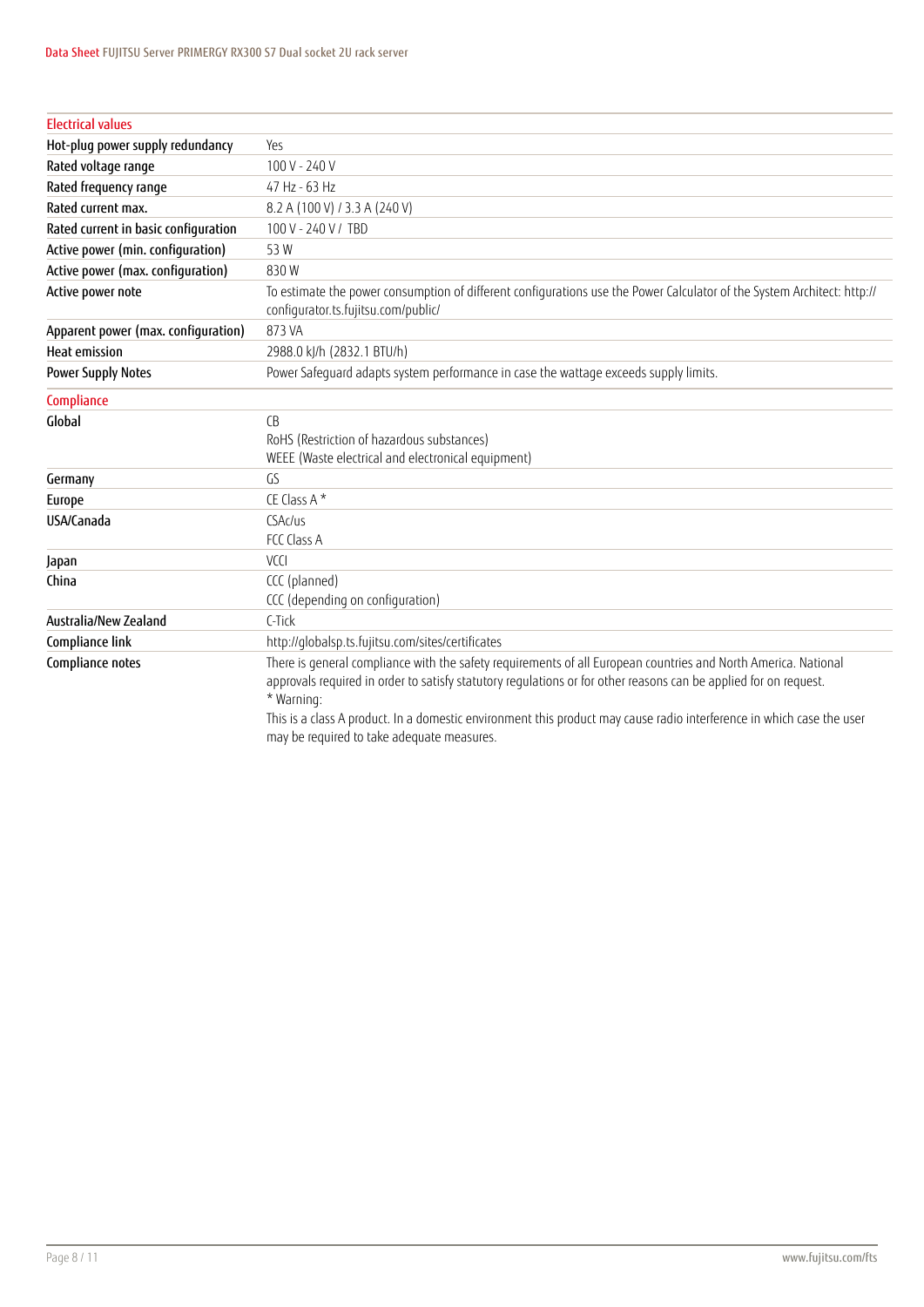## Electrical values

| | |
|---|---|
| Hot-plug power supply redundancy | Yes |
| Rated voltage range | 100 V - 240 V |
| Rated frequency range | 47 Hz - 63 Hz |
| Rated current max. | 8.2 A (100 V) / 3.3 A (240 V) |
| Rated current in basic configuration | 100 V - 240 V / TBD |
| Active power (min. configuration) | 53 W |
| Active power (max. configuration) | 830 W |
| Active power note | To estimate the power consumption of different configurations use the Power Calculator of the System Architect: http://configurator.ts.fujitsu.com/public/ |
| Apparent power (max. configuration) | 873 VA |
| Heat emission | 2988.0 kJ/h (2832.1 BTU/h) |
| Power Supply Notes | Power Safeguard adapts system performance in case the wattage exceeds supply limits. |

## Compliance

| | |
|---|---|
| Global | CB<br>RoHS (Restriction of hazardous substances)<br>WEEE (Waste electrical and electronical equipment) |
| Germany | GS |
| Europe | CE Class A * |
| USA/Canada | CSAc/us<br>FCC Class A |
| Japan | VCCI |
| China | CCC (planned)<br>CCC (depending on configuration) |
| Australia/New Zealand | C-Tick |
| Compliance link | http://globalsp.ts.fujitsu.com/sites/certificates |
| Compliance notes | There is general compliance with the safety requirements of all European countries and North America. National approvals required in order to satisfy statutory regulations or for other reasons can be applied for on request.<br>* Warning:<br>This is a class A product. In a domestic environment this product may cause radio interference in which case the user may be required to take adequate measures. |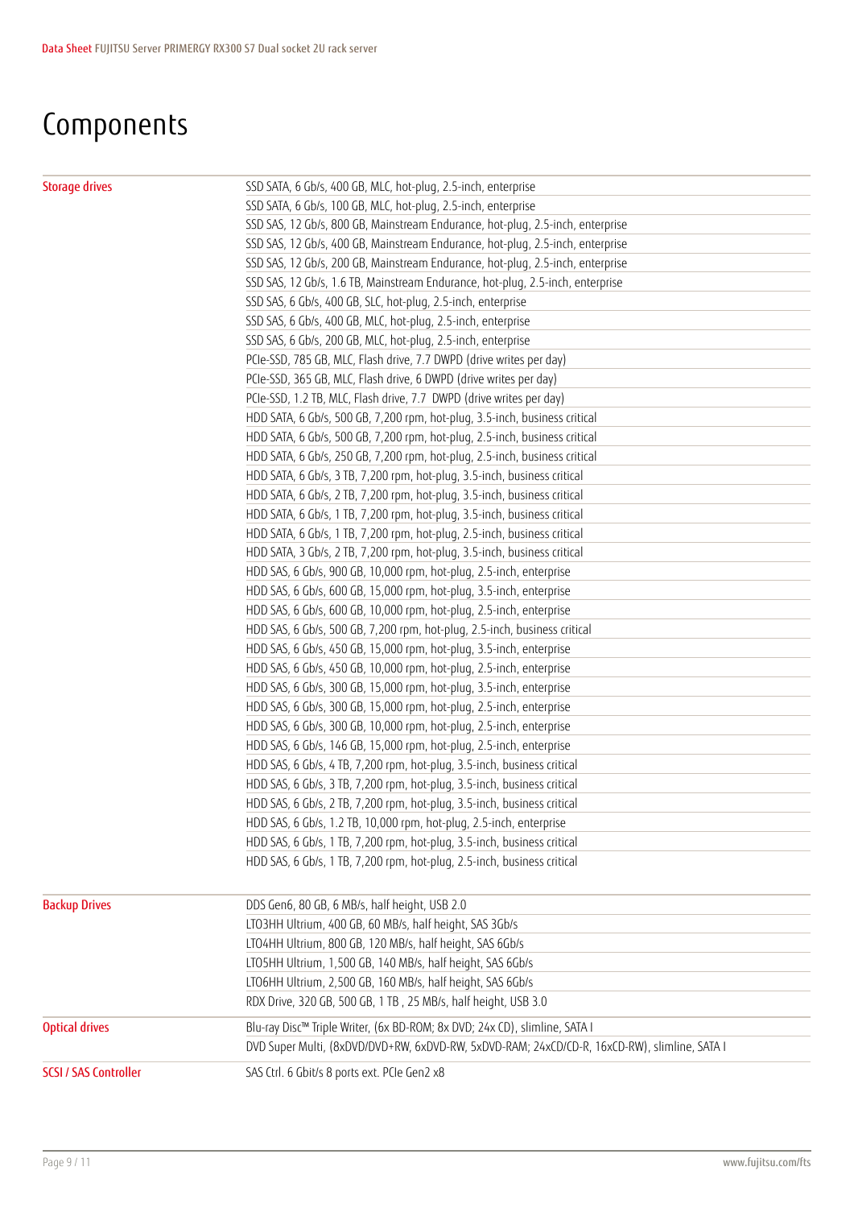# Components

| | |
|---|---|
| **Storage drives** | SSD SATA, 6 Gb/s, 400 GB, MLC, hot-plug, 2.5-inch, enterprise |
| | SSD SATA, 6 Gb/s, 100 GB, MLC, hot-plug, 2.5-inch, enterprise |
| | SSD SAS, 12 Gb/s, 800 GB, Mainstream Endurance, hot-plug, 2.5-inch, enterprise |
| | SSD SAS, 12 Gb/s, 400 GB, Mainstream Endurance, hot-plug, 2.5-inch, enterprise |
| | SSD SAS, 12 Gb/s, 200 GB, Mainstream Endurance, hot-plug, 2.5-inch, enterprise |
| | SSD SAS, 12 Gb/s, 1.6 TB, Mainstream Endurance, hot-plug, 2.5-inch, enterprise |
| | SSD SAS, 6 Gb/s, 400 GB, SLC, hot-plug, 2.5-inch, enterprise |
| | SSD SAS, 6 Gb/s, 400 GB, MLC, hot-plug, 2.5-inch, enterprise |
| | SSD SAS, 6 Gb/s, 200 GB, MLC, hot-plug, 2.5-inch, enterprise |
| | PCIe-SSD, 785 GB, MLC, Flash drive, 7.7 DWPD (drive writes per day) |
| | PCIe-SSD, 365 GB, MLC, Flash drive, 6 DWPD (drive writes per day) |
| | PCIe-SSD, 1.2 TB, MLC, Flash drive, 7.7 DWPD (drive writes per day) |
| | HDD SATA, 6 Gb/s, 500 GB, 7,200 rpm, hot-plug, 3.5-inch, business critical |
| | HDD SATA, 6 Gb/s, 500 GB, 7,200 rpm, hot-plug, 2.5-inch, business critical |
| | HDD SATA, 6 Gb/s, 250 GB, 7,200 rpm, hot-plug, 2.5-inch, business critical |
| | HDD SATA, 6 Gb/s, 3 TB, 7,200 rpm, hot-plug, 3.5-inch, business critical |
| | HDD SATA, 6 Gb/s, 2 TB, 7,200 rpm, hot-plug, 3.5-inch, business critical |
| | HDD SATA, 6 Gb/s, 1 TB, 7,200 rpm, hot-plug, 3.5-inch, business critical |
| | HDD SATA, 6 Gb/s, 1 TB, 7,200 rpm, hot-plug, 2.5-inch, business critical |
| | HDD SATA, 3 Gb/s, 2 TB, 7,200 rpm, hot-plug, 3.5-inch, business critical |
| | HDD SAS, 6 Gb/s, 900 GB, 10,000 rpm, hot-plug, 2.5-inch, enterprise |
| | HDD SAS, 6 Gb/s, 600 GB, 15,000 rpm, hot-plug, 3.5-inch, enterprise |
| | HDD SAS, 6 Gb/s, 600 GB, 10,000 rpm, hot-plug, 2.5-inch, enterprise |
| | HDD SAS, 6 Gb/s, 500 GB, 7,200 rpm, hot-plug, 2.5-inch, business critical |
| | HDD SAS, 6 Gb/s, 450 GB, 15,000 rpm, hot-plug, 3.5-inch, enterprise |
| | HDD SAS, 6 Gb/s, 450 GB, 10,000 rpm, hot-plug, 2.5-inch, enterprise |
| | HDD SAS, 6 Gb/s, 300 GB, 15,000 rpm, hot-plug, 3.5-inch, enterprise |
| | HDD SAS, 6 Gb/s, 300 GB, 15,000 rpm, hot-plug, 2.5-inch, enterprise |
| | HDD SAS, 6 Gb/s, 300 GB, 10,000 rpm, hot-plug, 2.5-inch, enterprise |
| | HDD SAS, 6 Gb/s, 146 GB, 15,000 rpm, hot-plug, 2.5-inch, enterprise |
| | HDD SAS, 6 Gb/s, 4 TB, 7,200 rpm, hot-plug, 3.5-inch, business critical |
| | HDD SAS, 6 Gb/s, 3 TB, 7,200 rpm, hot-plug, 3.5-inch, business critical |
| | HDD SAS, 6 Gb/s, 2 TB, 7,200 rpm, hot-plug, 3.5-inch, business critical |
| | HDD SAS, 6 Gb/s, 1.2 TB, 10,000 rpm, hot-plug, 2.5-inch, enterprise |
| | HDD SAS, 6 Gb/s, 1 TB, 7,200 rpm, hot-plug, 3.5-inch, business critical |
| | HDD SAS, 6 Gb/s, 1 TB, 7,200 rpm, hot-plug, 2.5-inch, business critical |
| **Backup Drives** | DDS Gen6, 80 GB, 6 MB/s, half height, USB 2.0 |
| | LTO3HH Ultrium, 400 GB, 60 MB/s, half height, SAS 3Gb/s |
| | LTO4HH Ultrium, 800 GB, 120 MB/s, half height, SAS 6Gb/s |
| | LTO5HH Ultrium, 1,500 GB, 140 MB/s, half height, SAS 6Gb/s |
| | LTO6HH Ultrium, 2,500 GB, 160 MB/s, half height, SAS 6Gb/s |
| | RDX Drive, 320 GB, 500 GB, 1 TB , 25 MB/s, half height, USB 3.0 |
| **Optical drives** | Blu-ray Disc™ Triple Writer, (6x BD-ROM; 8x DVD; 24x CD), slimline, SATA I |
| | DVD Super Multi, (8xDVD/DVD+RW, 6xDVD-RW, 5xDVD-RAM; 24xCD/CD-R, 16xCD-RW), slimline, SATA I |
| **SCSI / SAS Controller** | SAS Ctrl. 6 Gbit/s 8 ports ext. PCIe Gen2 x8 |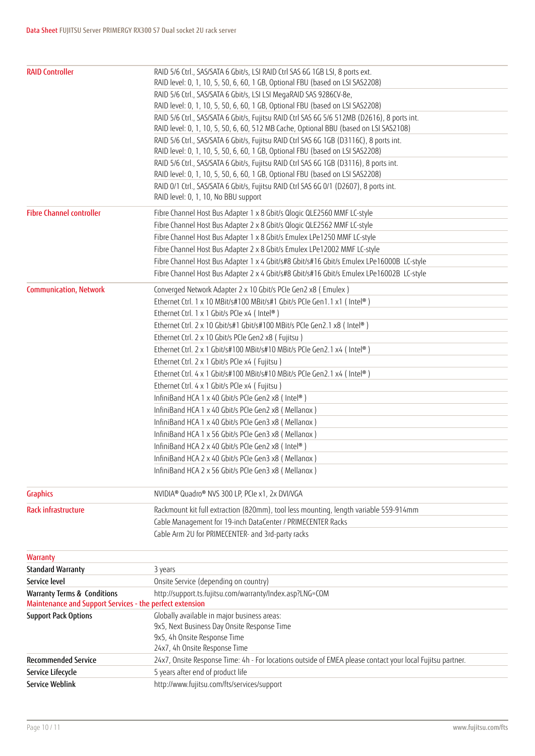| | |
|---|---|
| **RAID Controller** | RAID 5/6 Ctrl., SAS/SATA 6 Gbit/s, LSI RAID Ctrl SAS 6G 1GB LSI, 8 ports ext.<br>RAID level: 0, 1, 10, 5, 50, 6, 60, 1 GB, Optional FBU (based on LSI SAS2208) |
| | RAID 5/6 Ctrl., SAS/SATA 6 Gbit/s, LSI LSI MegaRAID SAS 9286CV-8e,<br>RAID level: 0, 1, 10, 5, 50, 6, 60, 1 GB, Optional FBU (based on LSI SAS2208) |
| | RAID 5/6 Ctrl., SAS/SATA 6 Gbit/s, Fujitsu RAID Ctrl SAS 6G 5/6 512MB (D2616), 8 ports int.<br>RAID level: 0, 1, 10, 5, 50, 6, 60, 512 MB Cache, Optional BBU (based on LSI SAS2108) |
| | RAID 5/6 Ctrl., SAS/SATA 6 Gbit/s, Fujitsu RAID Ctrl SAS 6G 1GB (D3116C), 8 ports int.<br>RAID level: 0, 1, 10, 5, 50, 6, 60, 1 GB, Optional FBU (based on LSI SAS2208) |
| | RAID 5/6 Ctrl., SAS/SATA 6 Gbit/s, Fujitsu RAID Ctrl SAS 6G 1GB (D3116), 8 ports int.<br>RAID level: 0, 1, 10, 5, 50, 6, 60, 1 GB, Optional FBU (based on LSI SAS2208) |
| | RAID 0/1 Ctrl., SAS/SATA 6 Gbit/s, Fujitsu RAID Ctrl SAS 6G 0/1 (D2607), 8 ports int.<br>RAID level: 0, 1, 10, No BBU support |
| **Fibre Channel controller** | Fibre Channel Host Bus Adapter 1 x 8 Gbit/s Qlogic QLE2560 MMF LC-style |
| | Fibre Channel Host Bus Adapter 2 x 8 Gbit/s Qlogic QLE2562 MMF LC-style |
| | Fibre Channel Host Bus Adapter 1 x 8 Gbit/s Emulex LPe1250 MMF LC-style |
| | Fibre Channel Host Bus Adapter 2 x 8 Gbit/s Emulex LPe12002 MMF LC-style |
| | Fibre Channel Host Bus Adapter 1 x 4 Gbit/s#8 Gbit/s#16 Gbit/s Emulex LPe16000B LC-style |
| | Fibre Channel Host Bus Adapter 2 x 4 Gbit/s#8 Gbit/s#16 Gbit/s Emulex LPe16002B LC-style |
| **Communication, Network** | Converged Network Adapter 2 x 10 Gbit/s PCIe Gen2 x8 ( Emulex ) |
| | Ethernet Ctrl. 1 x 10 MBit/s#100 MBit/s#1 Gbit/s PCIe Gen1.1 x1 ( Intel® ) |
| | Ethernet Ctrl. 1 x 1 Gbit/s PCIe x4 ( Intel® ) |
| | Ethernet Ctrl. 2 x 10 Gbit/s#1 Gbit/s#100 MBit/s PCIe Gen2.1 x8 ( Intel® ) |
| | Ethernet Ctrl. 2 x 10 Gbit/s PCIe Gen2 x8 ( Fujitsu ) |
| | Ethernet Ctrl. 2 x 1 Gbit/s#100 MBit/s#10 MBit/s PCIe Gen2.1 x4 ( Intel® ) |
| | Ethernet Ctrl. 2 x 1 Gbit/s PCIe x4 ( Fujitsu ) |
| | Ethernet Ctrl. 4 x 1 Gbit/s#100 MBit/s#10 MBit/s PCIe Gen2.1 x4 ( Intel® ) |
| | Ethernet Ctrl. 4 x 1 Gbit/s PCIe x4 ( Fujitsu ) |
| | InfiniBand HCA 1 x 40 Gbit/s PCIe Gen2 x8 ( Intel® ) |
| | InfiniBand HCA 1 x 40 Gbit/s PCIe Gen2 x8 ( Mellanox ) |
| | InfiniBand HCA 1 x 40 Gbit/s PCIe Gen3 x8 ( Mellanox ) |
| | InfiniBand HCA 1 x 56 Gbit/s PCIe Gen3 x8 ( Mellanox ) |
| | InfiniBand HCA 2 x 40 Gbit/s PCIe Gen2 x8 ( Intel® ) |
| | InfiniBand HCA 2 x 40 Gbit/s PCIe Gen3 x8 ( Mellanox ) |
| | InfiniBand HCA 2 x 56 Gbit/s PCIe Gen3 x8 ( Mellanox ) |
| **Graphics** | NVIDIA® Quadro® NVS 300 LP, PCIe x1, 2x DVI/VGA |
| **Rack infrastructure** | Rackmount kit full extraction (820mm), tool less mounting, length variable 559-914mm |
| | Cable Management for 19-inch DataCenter / PRIMECENTER Racks |
| | Cable Arm 2U for PRIMECENTER- and 3rd-party racks |

## Warranty

| | |
|---|---|
| **Standard Warranty** | 3 years |
| **Service level** | Onsite Service (depending on country) |
| **Warranty Terms & Conditions** | http://support.ts.fujitsu.com/warranty/Index.asp?LNG=COM |

## Maintenance and Support Services - the perfect extension

| | |
|---|---|
| **Support Pack Options** | Globally available in major business areas:<br>9x5, Next Business Day Onsite Response Time<br>9x5, 4h Onsite Response Time<br>24x7, 4h Onsite Response Time |
| **Recommended Service** | 24x7, Onsite Response Time: 4h - For locations outside of EMEA please contact your local Fujitsu partner. |
| **Service Lifecycle** | 5 years after end of product life |
| **Service Weblink** | http://www.fujitsu.com/fts/services/support |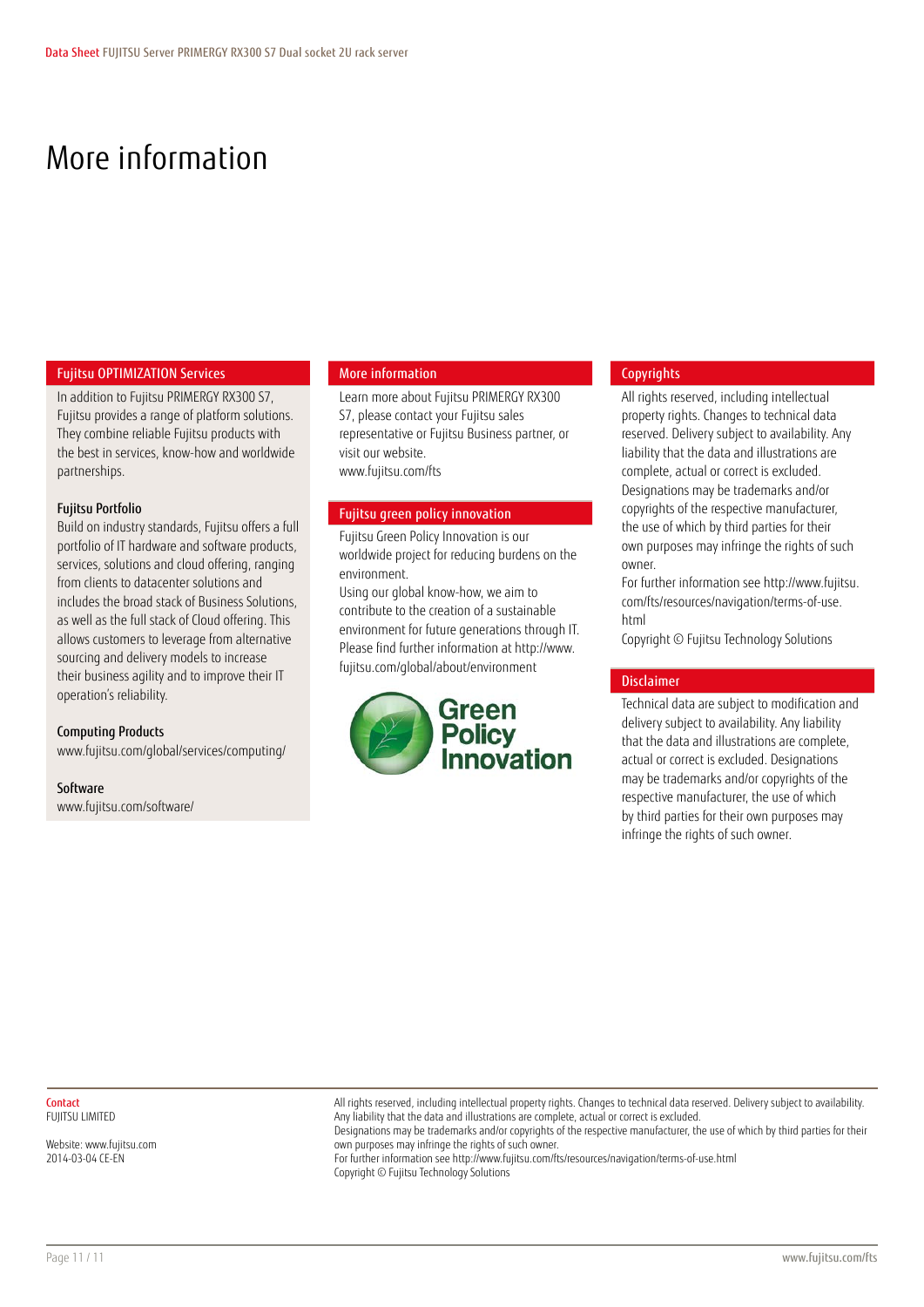# More information

## Fujitsu OPTIMIZATION Services

In addition to Fujitsu PRIMERGY RX300 S7, Fujitsu provides a range of platform solutions. They combine reliable Fujitsu products with the best in services, know-how and worldwide partnerships.

### Fujitsu Portfolio

Build on industry standards, Fujitsu offers a full portfolio of IT hardware and software products, services, solutions and cloud offering, ranging from clients to datacenter solutions and includes the broad stack of Business Solutions, as well as the full stack of Cloud offering. This allows customers to leverage from alternative sourcing and delivery models to increase their business agility and to improve their IT operation's reliability.

### Computing Products

www.fujitsu.com/global/services/computing/

### Software

www.fujitsu.com/software/

## More information

Learn more about Fujitsu PRIMERGY RX300 S7, please contact your Fujitsu sales representative or Fujitsu Business partner, or visit our website.
www.fujitsu.com/fts

## Fujitsu green policy innovation

Fujitsu Green Policy Innovation is our worldwide project for reducing burdens on the environment.
Using our global know-how, we aim to contribute to the creation of a sustainable environment for future generations through IT.
Please find further information at http://www.fujitsu.com/global/about/environment

Green Policy Innovation

## Copyrights

All rights reserved, including intellectual property rights. Changes to technical data reserved. Delivery subject to availability. Any liability that the data and illustrations are complete, actual or correct is excluded. Designations may be trademarks and/or copyrights of the respective manufacturer, the use of which by third parties for their own purposes may infringe the rights of such owner.
For further information see http://www.fujitsu.com/fts/resources/navigation/terms-of-use.html
Copyright © Fujitsu Technology Solutions

## Disclaimer

Technical data are subject to modification and delivery subject to availability. Any liability that the data and illustrations are complete, actual or correct is excluded. Designations may be trademarks and/or copyrights of the respective manufacturer, the use of which by third parties for their own purposes may infringe the rights of such owner.

**Contact**
FUJITSU LIMITED

Website: www.fujitsu.com
2014-03-04 CE-EN

All rights reserved, including intellectual property rights. Changes to technical data reserved. Delivery subject to availability. Any liability that the data and illustrations are complete, actual or correct is excluded.
Designations may be trademarks and/or copyrights of the respective manufacturer, the use of which by third parties for their own purposes may infringe the rights of such owner.
For further information see http://www.fujitsu.com/fts/resources/navigation/terms-of-use.html
Copyright © Fujitsu Technology Solutions